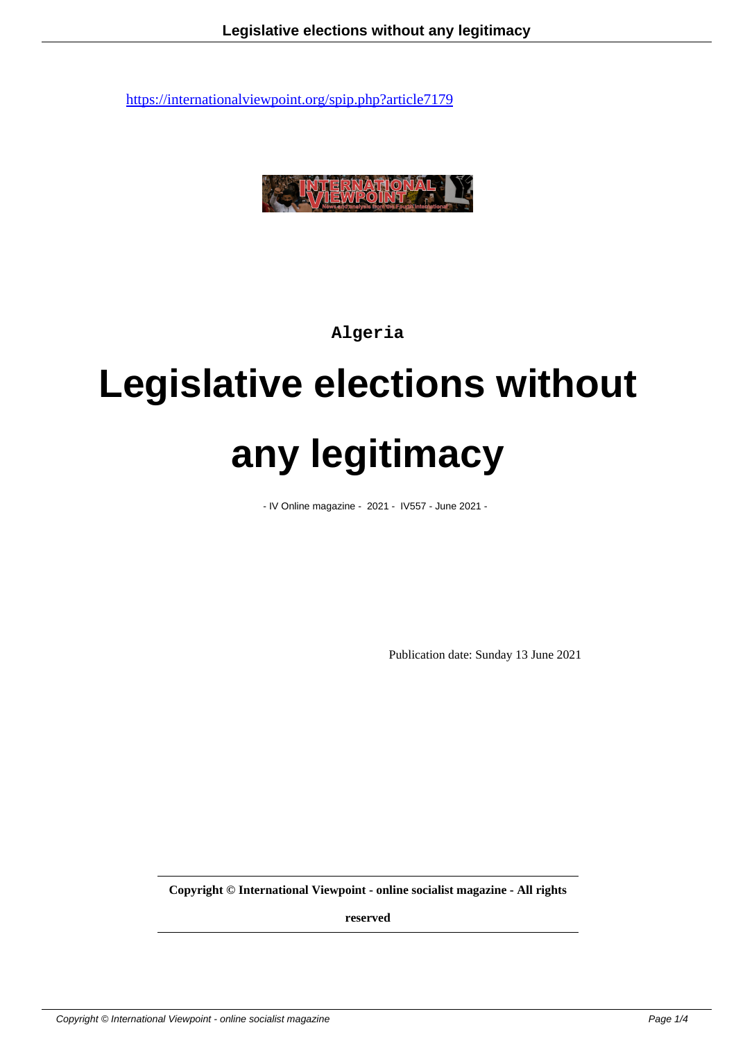https://internationalviewpoint.org/spip.php?article7179

Algeria

# Legislative elections without any legitimacy

- IV Online magazine - 2021 - IV557 - June 2021 -

Publication date: Sunday 13 June 2021

**Copyright © International Viewpoint - online socialist magazine - All rights reserved**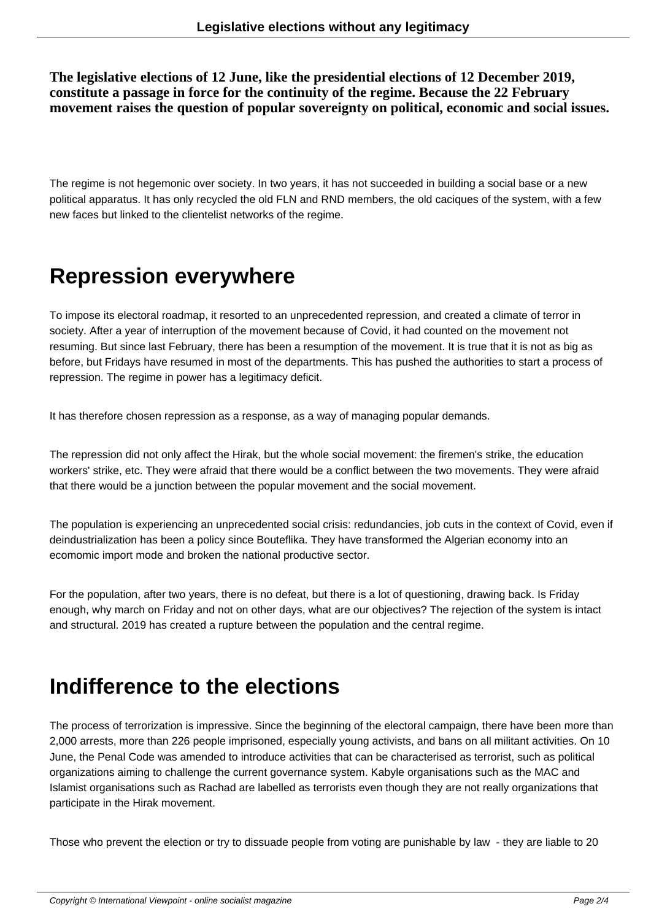**The legislative elections of 12 June, like the presidential elections of 12 December 2019, constitute a passage in force for the continuity of the regime. Because the 22 February movement raises the question of popular sovereignty on political, economic and social issues.**

The regime is not hegemonic over society. In two years, it has not succeeded in building a social base or a new political apparatus. It has only recycled the old FLN and RND members, the old caciques of the system, with a few new faces but linked to the clientelist networks of the regime.

## Repression everywhere

To impose its electoral roadmap, it resorted to an unprecedented repression, and created a climate of terror in society. After a year of interruption of the movement because of Covid, it had counted on the movement not resuming. But since last February, there has been a resumption of the movement. It is true that it is not as big as before, but Fridays have resumed in most of the departments. This has pushed the authorities to start a process of repression. The regime in power has a legitimacy deficit.

It has therefore chosen repression as a response, as a way of managing popular demands.

The repression did not only affect the Hirak, but the whole social movement: the firemen's strike, the education workers' strike, etc. They were afraid that there would be a conflict between the two movements. They were afraid that there would be a junction between the popular movement and the social movement.

The population is experiencing an unprecedented social crisis: redundancies, job cuts in the context of Covid, even if deindustrialization has been a policy since Bouteflika. They have transformed the Algerian economy into an ecomomic import mode and broken the national productive sector.

For the population, after two years, there is no defeat, but there is a lot of questioning, drawing back. Is Friday enough, why march on Friday and not on other days, what are our objectives? The rejection of the system is intact and structural. 2019 has created a rupture between the population and the central regime.

## Indifference to the elections

The process of terrorization is impressive. Since the beginning of the electoral campaign, there have been more than 2,000 arrests, more than 226 people imprisoned, especially young activists, and bans on all militant activities. On 10 June, the Penal Code was amended to introduce activities that can be characterised as terrorist, such as political organizations aiming to challenge the current governance system. Kabyle organisations such as the MAC and Islamist organisations such as Rachad are labelled as terrorists even though they are not really organizations that participate in the Hirak movement.

Those who prevent the election or try to dissuade people from voting are punishable by law - they are liable to 20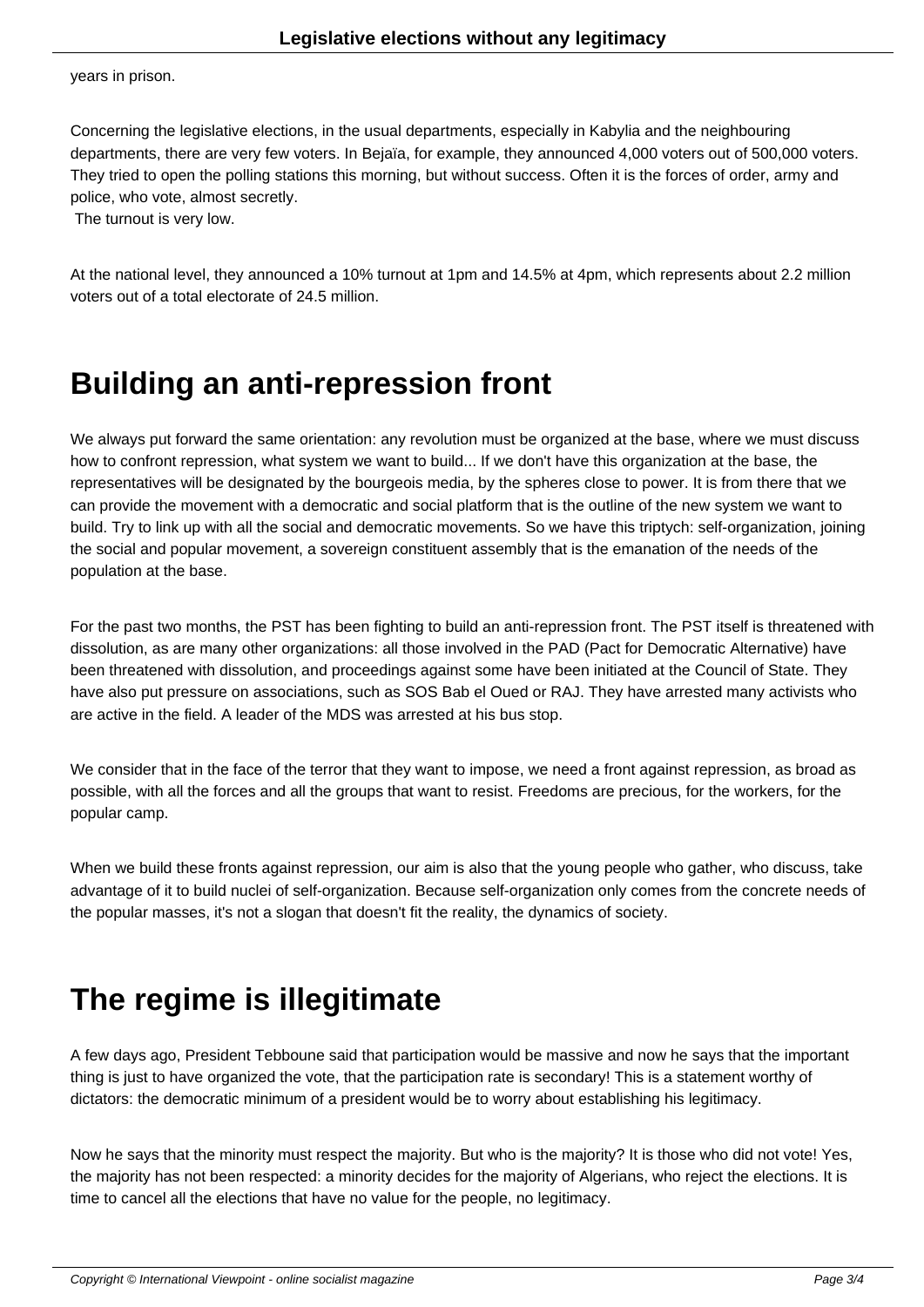years in prison.

Concerning the legislative elections, in the usual departments, especially in Kabylia and the neighbouring departments, there are very few voters. In Bejaïa, for example, they announced 4,000 voters out of 500,000 voters. They tried to open the polling stations this morning, but without success. Often it is the forces of order, army and police, who vote, almost secretly.
The turnout is very low.

At the national level, they announced a 10% turnout at 1pm and 14.5% at 4pm, which represents about 2.2 million voters out of a total electorate of 24.5 million.

# Building an anti-repression front

We always put forward the same orientation: any revolution must be organized at the base, where we must discuss how to confront repression, what system we want to build... If we don't have this organization at the base, the representatives will be designated by the bourgeois media, by the spheres close to power. It is from there that we can provide the movement with a democratic and social platform that is the outline of the new system we want to build. Try to link up with all the social and democratic movements. So we have this triptych: self-organization, joining the social and popular movement, a sovereign constituent assembly that is the emanation of the needs of the population at the base.

For the past two months, the PST has been fighting to build an anti-repression front. The PST itself is threatened with dissolution, as are many other organizations: all those involved in the PAD (Pact for Democratic Alternative) have been threatened with dissolution, and proceedings against some have been initiated at the Council of State. They have also put pressure on associations, such as SOS Bab el Oued or RAJ. They have arrested many activists who are active in the field. A leader of the MDS was arrested at his bus stop.

We consider that in the face of the terror that they want to impose, we need a front against repression, as broad as possible, with all the forces and all the groups that want to resist. Freedoms are precious, for the workers, for the popular camp.

When we build these fronts against repression, our aim is also that the young people who gather, who discuss, take advantage of it to build nuclei of self-organization. Because self-organization only comes from the concrete needs of the popular masses, it's not a slogan that doesn't fit the reality, the dynamics of society.

# The regime is illegitimate

A few days ago, President Tebboune said that participation would be massive and now he says that the important thing is just to have organized the vote, that the participation rate is secondary! This is a statement worthy of dictators: the democratic minimum of a president would be to worry about establishing his legitimacy.

Now he says that the minority must respect the majority. But who is the majority? It is those who did not vote! Yes, the majority has not been respected: a minority decides for the majority of Algerians, who reject the elections. It is time to cancel all the elections that have no value for the people, no legitimacy.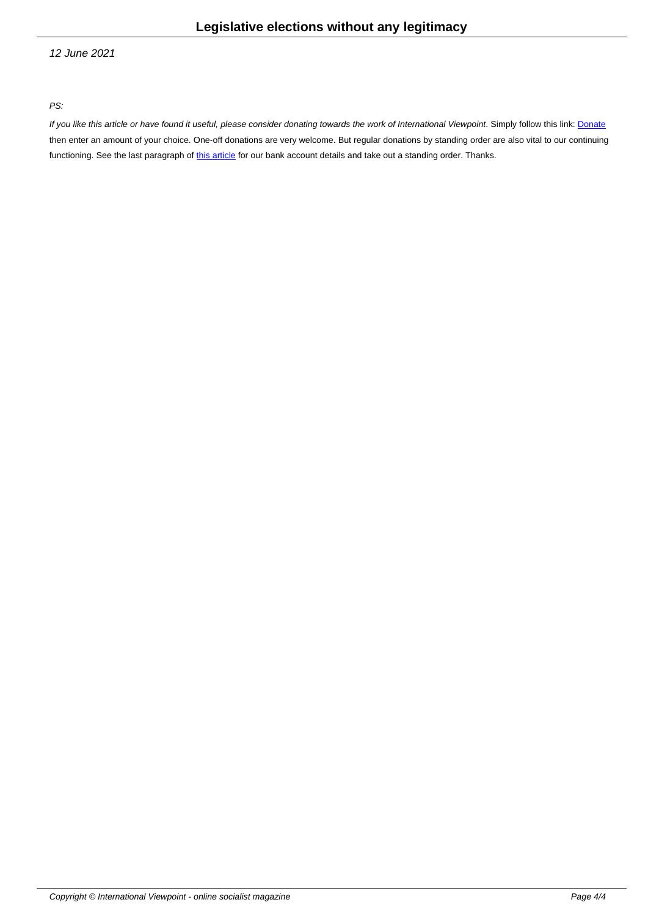*12 June 2021*

*PS:*

*If you like this article or have found it useful, please consider donating towards the work of International Viewpoint*. Simply follow this link: Donate then enter an amount of your choice. One-off donations are very welcome. But regular donations by standing order are also vital to our continuing functioning. See the last paragraph of this article for our bank account details and take out a standing order. Thanks.